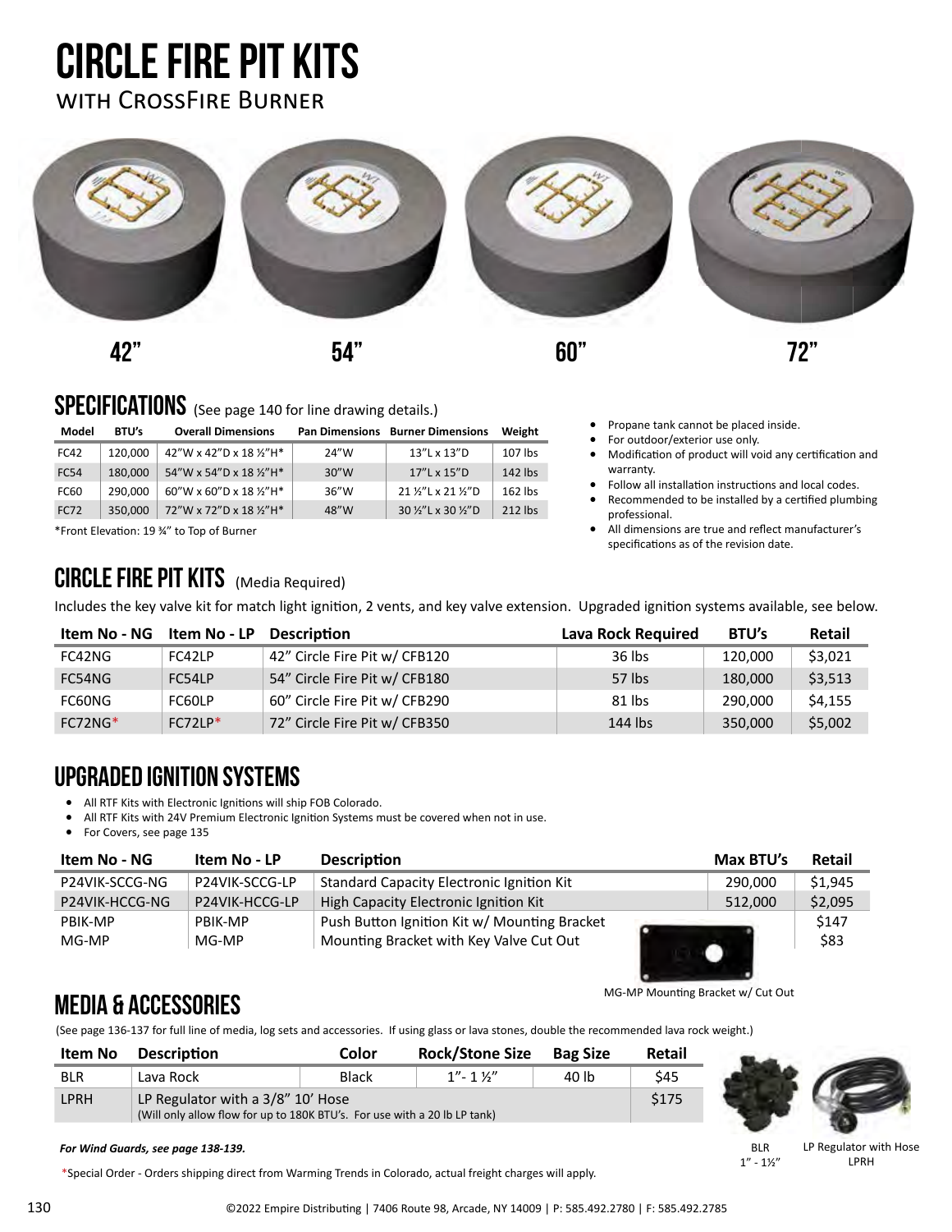# CIRCLE FIRE PIT KITS

## with CrossFire Burner

42" 54" 60" 72"

## SPECIFICATIONS (See page 140 for line drawing details.)

| Model | BTU's | Overall Dimensions | Pan Dimensions | Burner Dimensions | Weight |
|---|---|---|---|---|---|
| FC42 | 120,000 | 42"W x 42"D x 18 ½"H* | 24"W | 13"L x 13"D | 107 lbs |
| FC54 | 180,000 | 54"W x 54"D x 18 ½"H* | 30"W | 17"L x 15"D | 142 lbs |
| FC60 | 290,000 | 60"W x 60"D x 18 ½"H* | 36"W | 21 ½"L x 21 ½"D | 162 lbs |
| FC72 | 350,000 | 72"W x 72"D x 18 ½"H* | 48"W | 30 ½"L x 30 ½"D | 212 lbs |

*Front Elevation: 19 ¾" to Top of Burner

- Propane tank cannot be placed inside.
- For outdoor/exterior use only.
- Modification of product will void any certification and warranty.
- Follow all installation instructions and local codes.
- Recommended to be installed by a certified plumbing professional.
- All dimensions are true and reflect manufacturer's specifications as of the revision date.

## CIRCLE FIRE PIT KITS (Media Required)

Includes the key valve kit for match light ignition, 2 vents, and key valve extension. Upgraded ignition systems available, see below.

| Item No - NG | Item No - LP | Description | Lava Rock Required | BTU's | Retail |
|---|---|---|---|---|---|
| FC42NG | FC42LP | 42" Circle Fire Pit w/ CFB120 | 36 lbs | 120,000 | $3,021 |
| FC54NG | FC54LP | 54" Circle Fire Pit w/ CFB180 | 57 lbs | 180,000 | $3,513 |
| FC60NG | FC60LP | 60" Circle Fire Pit w/ CFB290 | 81 lbs | 290,000 | $4,155 |
| FC72NG* | FC72LP* | 72" Circle Fire Pit w/ CFB350 | 144 lbs | 350,000 | $5,002 |

## UPGRADED IGNITION SYSTEMS

- All RTF Kits with Electronic Ignitions will ship FOB Colorado.
- All RTF Kits with 24V Premium Electronic Ignition Systems must be covered when not in use.
- For Covers, see page 135

| Item No - NG | Item No - LP | Description | Max BTU's | Retail |
|---|---|---|---|---|
| P24VIK-SCCG-NG | P24VIK-SCCG-LP | Standard Capacity Electronic Ignition Kit | 290,000 | $1,945 |
| P24VIK-HCCG-NG | P24VIK-HCCG-LP | High Capacity Electronic Ignition Kit | 512,000 | $2,095 |
| PBIK-MP | PBIK-MP | Push Button Ignition Kit w/ Mounting Bracket | | $147 |
| MG-MP | MG-MP | Mounting Bracket with Key Valve Cut Out | | $83 |

MG-MP Mounting Bracket w/ Cut Out

## MEDIA & ACCESSORIES

(See page 136-137 for full line of media, log sets and accessories. If using glass or lava stones, double the recommended lava rock weight.)

| Item No | Description | Color | Rock/Stone Size | Bag Size | Retail |
|---|---|---|---|---|---|
| BLR | Lava Rock | Black | 1"- 1 ½" | 40 lb | $45 |
| LPRH | LP Regulator with a 3/8" 10' Hose (Will only allow flow for up to 180K BTU's. For use with a 20 lb LP tank) | | | | $175 |

BLR 1" - 1½"

LP Regulator with Hose LPRH

***For Wind Guards, see page 138-139.***

*Special Order - Orders shipping direct from Warming Trends in Colorado, actual freight charges will apply.

©2022 Empire Distributing | 7406 Route 98, Arcade, NY 14009 | P: 585.492.2780 | F: 585.492.2785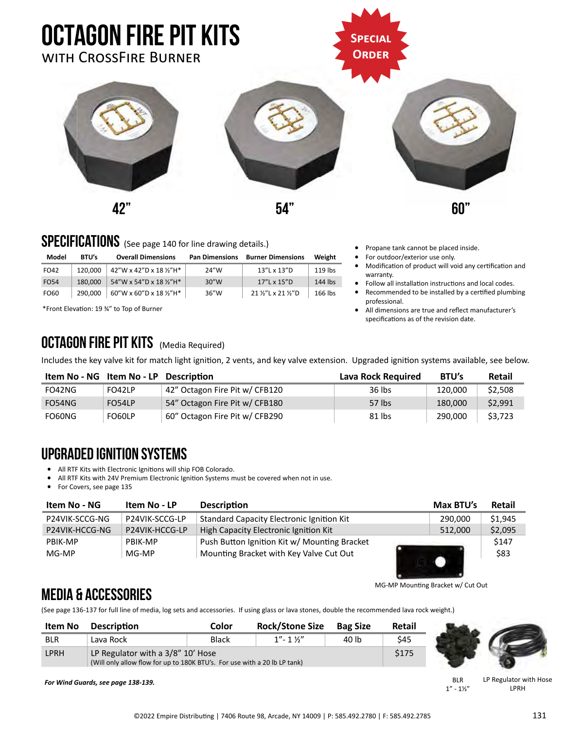# OCTAGON FIRE PIT KITS
WITH CROSSFIRE BURNER

SPECIAL ORDER

42"

54"

60"

## SPECIFICATIONS (See page 140 for line drawing details.)

| Model | BTU's | Overall Dimensions | Pan Dimensions | Burner Dimensions | Weight |
|---|---|---|---|---|---|
| FO42 | 120,000 | 42"W x 42"D x 18 ½"H* | 24"W | 13"L x 13"D | 119 lbs |
| FO54 | 180,000 | 54"W x 54"D x 18 ½"H* | 30"W | 17"L x 15"D | 144 lbs |
| FO60 | 290,000 | 60"W x 60"D x 18 ½"H* | 36"W | 21 ½"L x 21 ½"D | 166 lbs |

*Front Elevation: 19 ¾" to Top of Burner

- Propane tank cannot be placed inside.
- For outdoor/exterior use only.
- Modification of product will void any certification and warranty.
- Follow all installation instructions and local codes.
- Recommended to be installed by a certified plumbing professional.
- All dimensions are true and reflect manufacturer's specifications as of the revision date.

## OCTAGON FIRE PIT KITS (Media Required)

Includes the key valve kit for match light ignition, 2 vents, and key valve extension. Upgraded ignition systems available, see below.

| Item No - NG | Item No - LP | Description | Lava Rock Required | BTU's | Retail |
|---|---|---|---|---|---|
| FO42NG | FO42LP | 42" Octagon Fire Pit w/ CFB120 | 36 lbs | 120,000 | $2,508 |
| FO54NG | FO54LP | 54" Octagon Fire Pit w/ CFB180 | 57 lbs | 180,000 | $2,991 |
| FO60NG | FO60LP | 60" Octagon Fire Pit w/ CFB290 | 81 lbs | 290,000 | $3,723 |

## UPGRADED IGNITION SYSTEMS

- All RTF Kits with Electronic Ignitions will ship FOB Colorado.
- All RTF Kits with 24V Premium Electronic Ignition Systems must be covered when not in use.
- For Covers, see page 135

| Item No - NG | Item No - LP | Description | Max BTU's | Retail |
|---|---|---|---|---|
| P24VIK-SCCG-NG | P24VIK-SCCG-LP | Standard Capacity Electronic Ignition Kit | 290,000 | $1,945 |
| P24VIK-HCCG-NG | P24VIK-HCCG-LP | High Capacity Electronic Ignition Kit | 512,000 | $2,095 |
| PBIK-MP | PBIK-MP | Push Button Ignition Kit w/ Mounting Bracket | | $147 |
| MG-MP | MG-MP | Mounting Bracket with Key Valve Cut Out | | $83 |

MG-MP Mounting Bracket w/ Cut Out

## MEDIA & ACCESSORIES

(See page 136-137 for full line of media, log sets and accessories. If using glass or lava stones, double the recommended lava rock weight.)

| Item No | Description | Color | Rock/Stone Size | Bag Size | Retail |
|---|---|---|---|---|---|
| BLR | Lava Rock | Black | 1"- 1 ½" | 40 lb | $45 |
| LPRH | LP Regulator with a 3/8" 10' Hose (Will only allow flow for up to 180K BTU's. For use with a 20 lb LP tank) | | | | $175 |

BLR 1" - 1½"

LP Regulator with Hose LPRH

*For Wind Guards, see page 138-139.*

©2022 Empire Distributing | 7406 Route 98, Arcade, NY 14009 | P: 585.492.2780 | F: 585.492.2785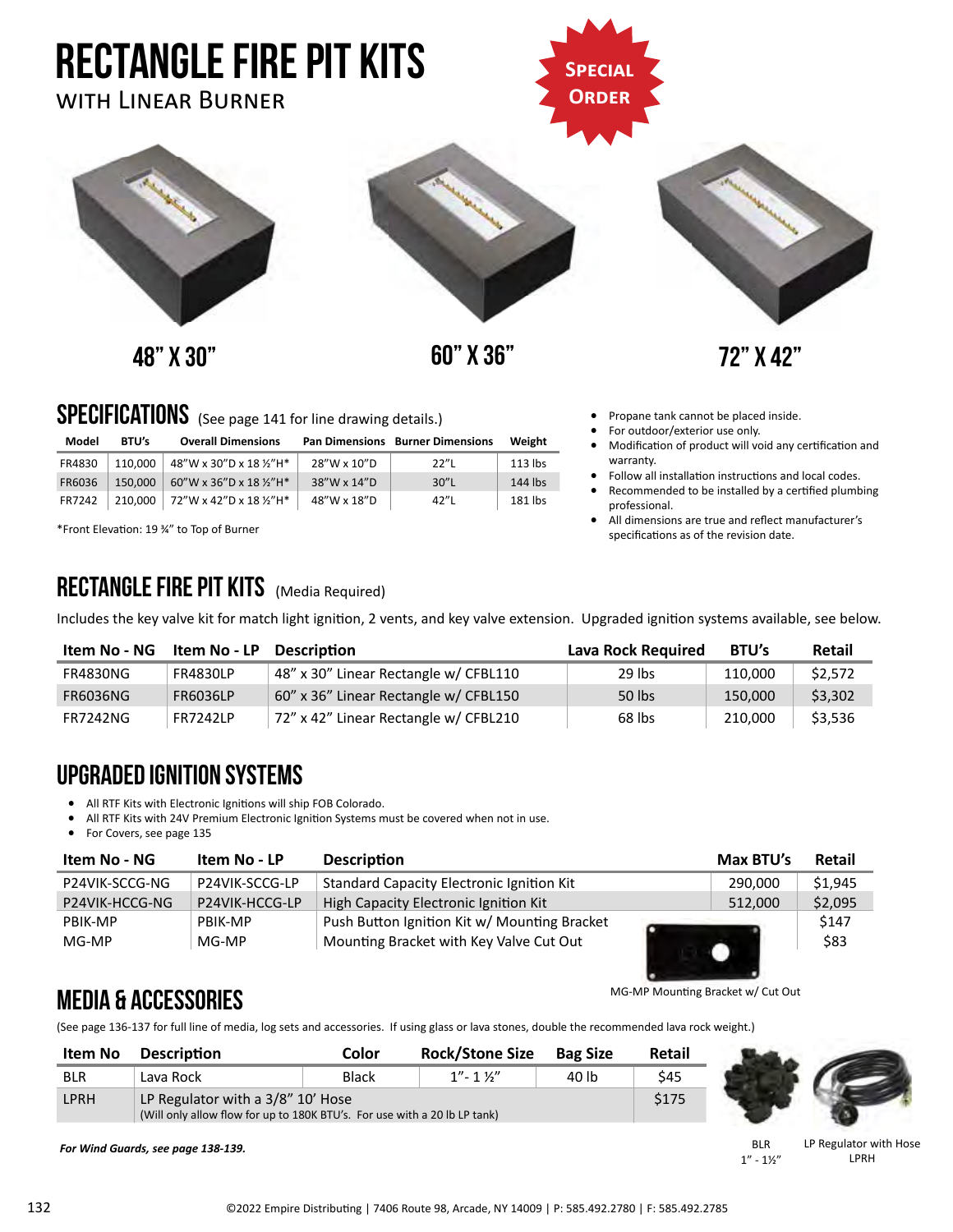# RECTANGLE FIRE PIT KITS

WITH LINEAR BURNER

SPECIAL ORDER

48" X 30"

60" X 36"

72" X 42"

## SPECIFICATIONS (See page 141 for line drawing details.)

| Model | BTU's | Overall Dimensions | Pan Dimensions | Burner Dimensions | Weight |
|---|---|---|---|---|---|
| FR4830 | 110,000 | 48"W x 30"D x 18 ½"H* | 28"W x 10"D | 22"L | 113 lbs |
| FR6036 | 150,000 | 60"W x 36"D x 18 ½"H* | 38"W x 14"D | 30"L | 144 lbs |
| FR7242 | 210,000 | 72"W x 42"D x 18 ½"H* | 48"W x 18"D | 42"L | 181 lbs |

*Front Elevation: 19 ¾" to Top of Burner

- Propane tank cannot be placed inside.
- For outdoor/exterior use only.
- Modification of product will void any certification and warranty.
- Follow all installation instructions and local codes.
- Recommended to be installed by a certified plumbing professional.
- All dimensions are true and reflect manufacturer's specifications as of the revision date.

## RECTANGLE FIRE PIT KITS (Media Required)

Includes the key valve kit for match light ignition, 2 vents, and key valve extension. Upgraded ignition systems available, see below.

| Item No - NG | Item No - LP | Description | Lava Rock Required | BTU's | Retail |
|---|---|---|---|---|---|
| FR4830NG | FR4830LP | 48" x 30" Linear Rectangle w/ CFBL110 | 29 lbs | 110,000 | $2,572 |
| FR6036NG | FR6036LP | 60" x 36" Linear Rectangle w/ CFBL150 | 50 lbs | 150,000 | $3,302 |
| FR7242NG | FR7242LP | 72" x 42" Linear Rectangle w/ CFBL210 | 68 lbs | 210,000 | $3,536 |

## UPGRADED IGNITION SYSTEMS

- All RTF Kits with Electronic Ignitions will ship FOB Colorado.
- All RTF Kits with 24V Premium Electronic Ignition Systems must be covered when not in use.
- For Covers, see page 135

| Item No - NG | Item No - LP | Description | Max BTU's | Retail |
|---|---|---|---|---|
| P24VIK-SCCG-NG | P24VIK-SCCG-LP | Standard Capacity Electronic Ignition Kit | 290,000 | $1,945 |
| P24VIK-HCCG-NG | P24VIK-HCCG-LP | High Capacity Electronic Ignition Kit | 512,000 | $2,095 |
| PBIK-MP | PBIK-MP | Push Button Ignition Kit w/ Mounting Bracket | | $147 |
| MG-MP | MG-MP | Mounting Bracket with Key Valve Cut Out | | $83 |

MG-MP Mounting Bracket w/ Cut Out

## MEDIA & ACCESSORIES

(See page 136-137 for full line of media, log sets and accessories. If using glass or lava stones, double the recommended lava rock weight.)

| Item No | Description | Color | Rock/Stone Size | Bag Size | Retail |
|---|---|---|---|---|---|
| BLR | Lava Rock | Black | 1"- 1 ½" | 40 lb | $45 |
| LPRH | LP Regulator with a 3/8" 10' Hose (Will only allow flow for up to 180K BTU's. For use with a 20 lb LP tank) | | | | $175 |

BLR 1" - 1½"

LP Regulator with Hose LPRH

***For Wind Guards, see page 138-139.***

©2022 Empire Distributing | 7406 Route 98, Arcade, NY 14009 | P: 585.492.2780 | F: 585.492.2785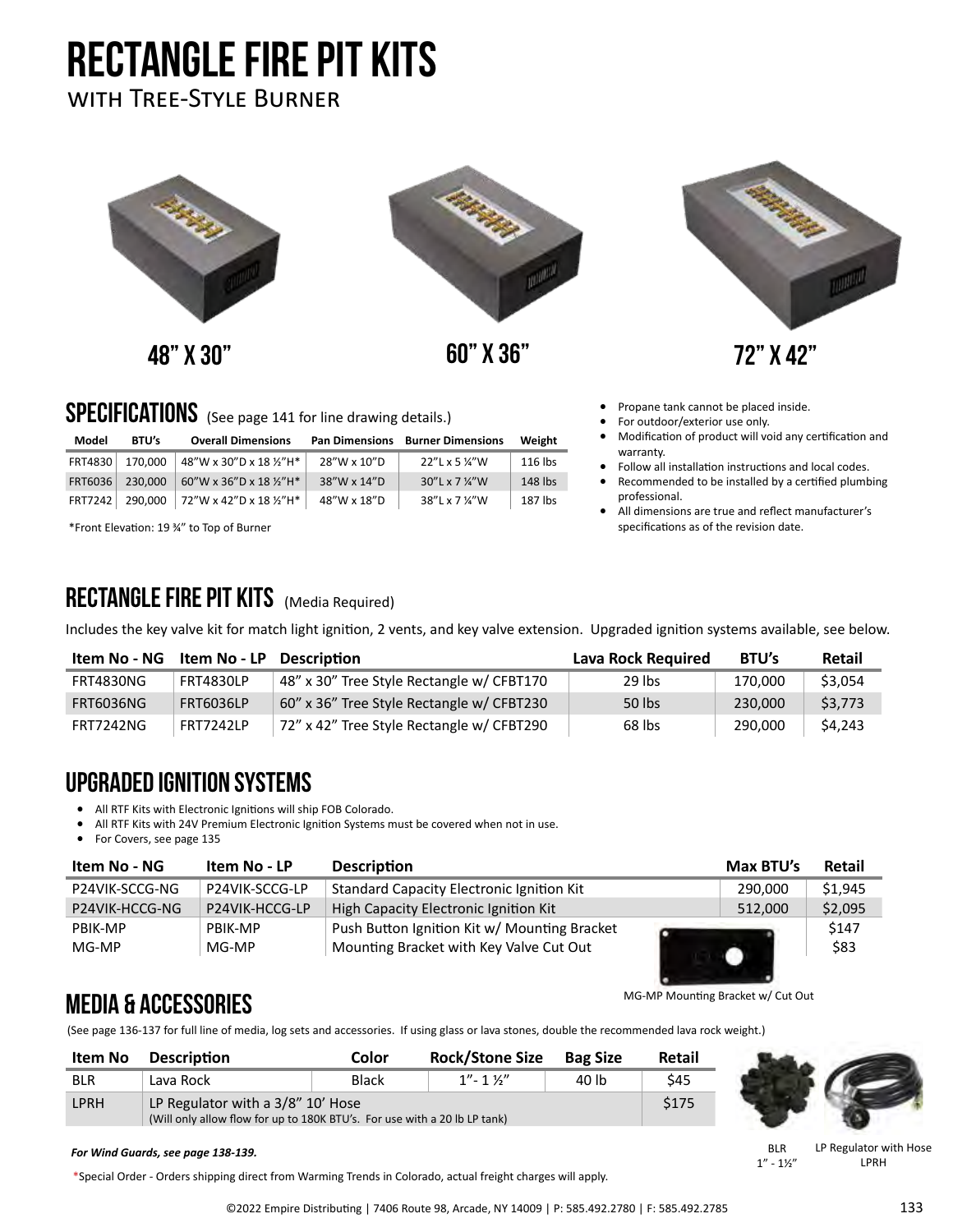# RECTANGLE FIRE PIT KITS

with Tree-Style Burner

48" X 30"

60" X 36"

72" X 42"

## SPECIFICATIONS (See page 141 for line drawing details.)

| Model | BTU's | Overall Dimensions | Pan Dimensions | Burner Dimensions | Weight |
|---|---|---|---|---|---|
| FRT4830 | 170,000 | 48"W x 30"D x 18 ½"H* | 28"W x 10"D | 22"L x 5 ¼"W | 116 lbs |
| FRT6036 | 230,000 | 60"W x 36"D x 18 ½"H* | 38"W x 14"D | 30"L x 7 ¼"W | 148 lbs |
| FRT7242 | 290,000 | 72"W x 42"D x 18 ½"H* | 48"W x 18"D | 38"L x 7 ¼"W | 187 lbs |

*Front Elevation: 19 ¾" to Top of Burner

- Propane tank cannot be placed inside.
- For outdoor/exterior use only.
- Modification of product will void any certification and warranty.
- Follow all installation instructions and local codes.
- Recommended to be installed by a certified plumbing professional.
- All dimensions are true and reflect manufacturer's specifications as of the revision date.

## RECTANGLE FIRE PIT KITS (Media Required)

Includes the key valve kit for match light ignition, 2 vents, and key valve extension. Upgraded ignition systems available, see below.

| Item No - NG | Item No - LP | Description | Lava Rock Required | BTU's | Retail |
|---|---|---|---|---|---|
| FRT4830NG | FRT4830LP | 48" x 30" Tree Style Rectangle w/ CFBT170 | 29 lbs | 170,000 | $3,054 |
| FRT6036NG | FRT6036LP | 60" x 36" Tree Style Rectangle w/ CFBT230 | 50 lbs | 230,000 | $3,773 |
| FRT7242NG | FRT7242LP | 72" x 42" Tree Style Rectangle w/ CFBT290 | 68 lbs | 290,000 | $4,243 |

## UPGRADED IGNITION SYSTEMS

- All RTF Kits with Electronic Ignitions will ship FOB Colorado.
- All RTF Kits with 24V Premium Electronic Ignition Systems must be covered when not in use.
- For Covers, see page 135

| Item No - NG | Item No - LP | Description | Max BTU's | Retail |
|---|---|---|---|---|
| P24VIK-SCCG-NG | P24VIK-SCCG-LP | Standard Capacity Electronic Ignition Kit | 290,000 | $1,945 |
| P24VIK-HCCG-NG | P24VIK-HCCG-LP | High Capacity Electronic Ignition Kit | 512,000 | $2,095 |
| PBIK-MP | PBIK-MP | Push Button Ignition Kit w/ Mounting Bracket | | $147 |
| MG-MP | MG-MP | Mounting Bracket with Key Valve Cut Out | | $83 |

MG-MP Mounting Bracket w/ Cut Out

## MEDIA & ACCESSORIES

(See page 136-137 for full line of media, log sets and accessories. If using glass or lava stones, double the recommended lava rock weight.)

| Item No | Description | Color | Rock/Stone Size | Bag Size | Retail |
|---|---|---|---|---|---|
| BLR | Lava Rock | Black | 1"- 1 ½" | 40 lb | $45 |
| LPRH | LP Regulator with a 3/8" 10' Hose (Will only allow flow for up to 180K BTU's. For use with a 20 lb LP tank) | | | | $175 |

BLR 1" - 1½"

LP Regulator with Hose LPRH

***For Wind Guards, see page 138-139.***

*Special Order - Orders shipping direct from Warming Trends in Colorado, actual freight charges will apply.

©2022 Empire Distributing | 7406 Route 98, Arcade, NY 14009 | P: 585.492.2780 | F: 585.492.2785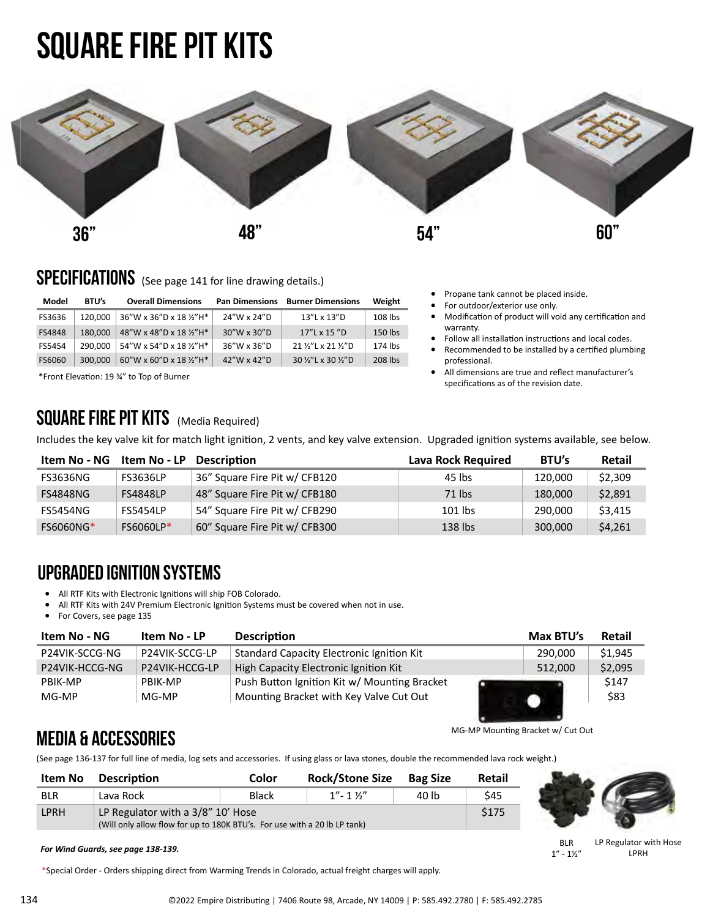# SQUARE FIRE PIT KITS

36”

48”

54”

60”

## SPECIFICATIONS (See page 141 for line drawing details.)

| Model | BTU’s | Overall Dimensions | Pan Dimensions | Burner Dimensions | Weight |
|---|---|---|---|---|---|
| FS3636 | 120,000 | 36”W x 36”D x 18 ½”H* | 24”W x 24”D | 13”L x 13”D | 108 lbs |
| FS4848 | 180,000 | 48”W x 48”D x 18 ½”H* | 30”W x 30”D | 17”L x 15 ”D | 150 lbs |
| FS5454 | 290,000 | 54”W x 54”D x 18 ½”H* | 36”W x 36”D | 21 ½”L x 21 ½”D | 174 lbs |
| FS6060 | 300,000 | 60”W x 60”D x 18 ½”H* | 42”W x 42”D | 30 ½”L x 30 ½”D | 208 lbs |

*Front Elevation: 19 ¾” to Top of Burner

- Propane tank cannot be placed inside.
- For outdoor/exterior use only.
- Modification of product will void any certification and warranty.
- Follow all installation instructions and local codes.
- Recommended to be installed by a certified plumbing professional.
- All dimensions are true and reflect manufacturer’s specifications as of the revision date.

## SQUARE FIRE PIT KITS (Media Required)

Includes the key valve kit for match light ignition, 2 vents, and key valve extension. Upgraded ignition systems available, see below.

| Item No - NG | Item No - LP | Description | Lava Rock Required | BTU’s | Retail |
|---|---|---|---|---|---|
| FS3636NG | FS3636LP | 36” Square Fire Pit w/ CFB120 | 45 lbs | 120,000 | $2,309 |
| FS4848NG | FS4848LP | 48” Square Fire Pit w/ CFB180 | 71 lbs | 180,000 | $2,891 |
| FS5454NG | FS5454LP | 54” Square Fire Pit w/ CFB290 | 101 lbs | 290,000 | $3,415 |
| FS6060NG* | FS6060LP* | 60” Square Fire Pit w/ CFB300 | 138 lbs | 300,000 | $4,261 |

## UPGRADED IGNITION SYSTEMS

- All RTF Kits with Electronic Ignitions will ship FOB Colorado.
- All RTF Kits with 24V Premium Electronic Ignition Systems must be covered when not in use.
- For Covers, see page 135

| Item No - NG | Item No - LP | Description | Max BTU’s | Retail |
|---|---|---|---|---|
| P24VIK-SCCG-NG | P24VIK-SCCG-LP | Standard Capacity Electronic Ignition Kit | 290,000 | $1,945 |
| P24VIK-HCCG-NG | P24VIK-HCCG-LP | High Capacity Electronic Ignition Kit | 512,000 | $2,095 |
| PBIK-MP | PBIK-MP | Push Button Ignition Kit w/ Mounting Bracket | | $147 |
| MG-MP | MG-MP | Mounting Bracket with Key Valve Cut Out | | $83 |

MG-MP Mounting Bracket w/ Cut Out

## MEDIA & ACCESSORIES

(See page 136-137 for full line of media, log sets and accessories. If using glass or lava stones, double the recommended lava rock weight.)

| Item No | Description | Color | Rock/Stone Size | Bag Size | Retail |
|---|---|---|---|---|---|
| BLR | Lava Rock | Black | 1”- 1 ½” | 40 lb | $45 |
| LPRH | LP Regulator with a 3/8” 10’ Hose (Will only allow flow for up to 180K BTU’s. For use with a 20 lb LP tank) | | | | $175 |

BLR 1” - 1½”

LP Regulator with Hose LPRH

***For Wind Guards, see page 138-139.***

*Special Order - Orders shipping direct from Warming Trends in Colorado, actual freight charges will apply.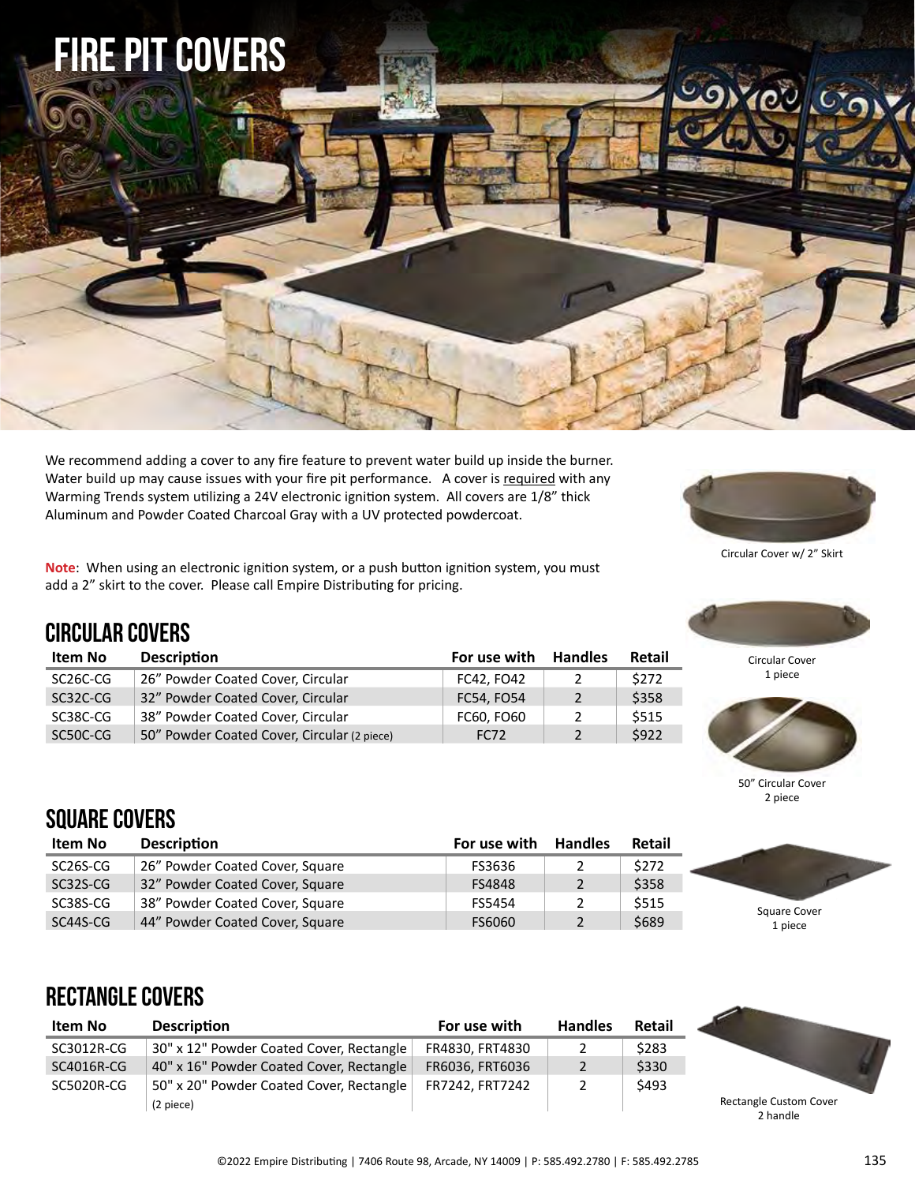# FIRE PIT COVERS

We recommend adding a cover to any fire feature to prevent water build up inside the burner. Water build up may cause issues with your fire pit performance. A cover is required with any Warming Trends system utilizing a 24V electronic ignition system. All covers are 1/8" thick Aluminum and Powder Coated Charcoal Gray with a UV protected powdercoat.

Circular Cover w/ 2" Skirt

**Note**: When using an electronic ignition system, or a push button ignition system, you must add a 2" skirt to the cover. Please call Empire Distributing for pricing.

## CIRCULAR COVERS

| Item No | Description | For use with | Handles | Retail |
|---|---|---|---|---|
| SC26C-CG | 26" Powder Coated Cover, Circular | FC42, FO42 | 2 | $272 |
| SC32C-CG | 32" Powder Coated Cover, Circular | FC54, FO54 | 2 | $358 |
| SC38C-CG | 38" Powder Coated Cover, Circular | FC60, FO60 | 2 | $515 |
| SC50C-CG | 50" Powder Coated Cover, Circular (2 piece) | FC72 | 2 | $922 |

Circular Cover
1 piece

50" Circular Cover
2 piece

## SQUARE COVERS

| Item No | Description | For use with | Handles | Retail |
|---|---|---|---|---|
| SC26S-CG | 26" Powder Coated Cover, Square | FS3636 | 2 | $272 |
| SC32S-CG | 32" Powder Coated Cover, Square | FS4848 | 2 | $358 |
| SC38S-CG | 38" Powder Coated Cover, Square | FS5454 | 2 | $515 |
| SC44S-CG | 44" Powder Coated Cover, Square | FS6060 | 2 | $689 |

Square Cover
1 piece

## RECTANGLE COVERS

| Item No | Description | For use with | Handles | Retail |
|---|---|---|---|---|
| SC3012R-CG | 30" x 12" Powder Coated Cover, Rectangle | FR4830, FRT4830 | 2 | $283 |
| SC4016R-CG | 40" x 16" Powder Coated Cover, Rectangle | FR6036, FRT6036 | 2 | $330 |
| SC5020R-CG | 50" x 20" Powder Coated Cover, Rectangle (2 piece) | FR7242, FRT7242 | 2 | $493 |

Rectangle Custom Cover
2 handle

©2022 Empire Distributing | 7406 Route 98, Arcade, NY 14009 | P: 585.492.2780 | F: 585.492.2785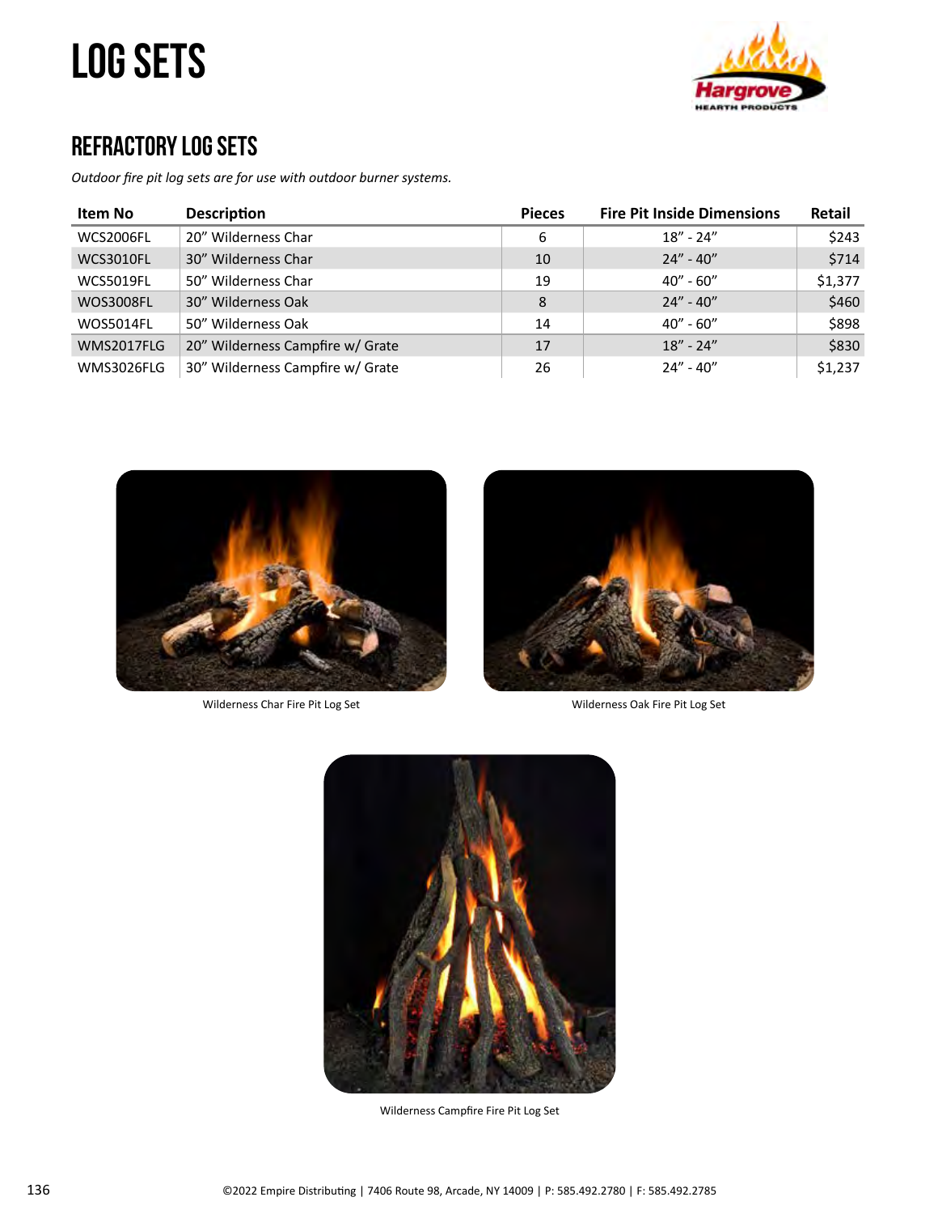# LOG SETS

## REFRACTORY LOG SETS

*Outdoor fire pit log sets are for use with outdoor burner systems.*

| Item No | Description | Pieces | Fire Pit Inside Dimensions | Retail |
|---|---|---|---|---|
| WCS2006FL | 20" Wilderness Char | 6 | 18" - 24" | $243 |
| WCS3010FL | 30" Wilderness Char | 10 | 24" - 40" | $714 |
| WCS5019FL | 50" Wilderness Char | 19 | 40" - 60" | $1,377 |
| WOS3008FL | 30" Wilderness Oak | 8 | 24" - 40" | $460 |
| WOS5014FL | 50" Wilderness Oak | 14 | 40" - 60" | $898 |
| WMS2017FLG | 20" Wilderness Campfire w/ Grate | 17 | 18" - 24" | $830 |
| WMS3026FLG | 30" Wilderness Campfire w/ Grate | 26 | 24" - 40" | $1,237 |

Wilderness Char Fire Pit Log Set

Wilderness Oak Fire Pit Log Set

Wilderness Campfire Fire Pit Log Set

©2022 Empire Distributing | 7406 Route 98, Arcade, NY 14009 | P: 585.492.2780 | F: 585.492.2785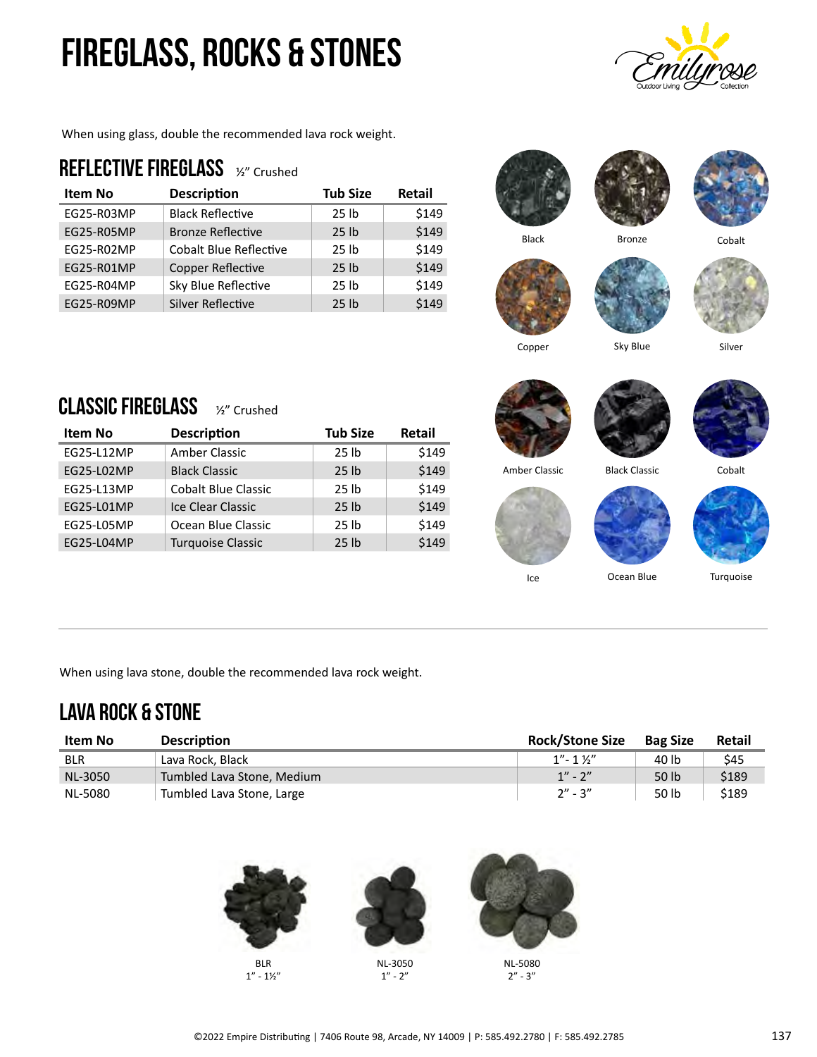# FIREGLASS, ROCKS & STONES

When using glass, double the recommended lava rock weight.

## REFLECTIVE FIREGLASS ½" Crushed

| Item No | Description | Tub Size | Retail |
|---|---|---|---|
| EG25-R03MP | Black Reflective | 25 lb | $149 |
| EG25-R05MP | Bronze Reflective | 25 lb | $149 |
| EG25-R02MP | Cobalt Blue Reflective | 25 lb | $149 |
| EG25-R01MP | Copper Reflective | 25 lb | $149 |
| EG25-R04MP | Sky Blue Reflective | 25 lb | $149 |
| EG25-R09MP | Silver Reflective | 25 lb | $149 |

Black  Bronze  Cobalt

Copper  Sky Blue  Silver

## CLASSIC FIREGLASS ½" Crushed

| Item No | Description | Tub Size | Retail |
|---|---|---|---|
| EG25-L12MP | Amber Classic | 25 lb | $149 |
| EG25-L02MP | Black Classic | 25 lb | $149 |
| EG25-L13MP | Cobalt Blue Classic | 25 lb | $149 |
| EG25-L01MP | Ice Clear Classic | 25 lb | $149 |
| EG25-L05MP | Ocean Blue Classic | 25 lb | $149 |
| EG25-L04MP | Turquoise Classic | 25 lb | $149 |

Amber Classic  Black Classic  Cobalt

Ice  Ocean Blue  Turquoise

When using lava stone, double the recommended lava rock weight.

## LAVA ROCK & STONE

| Item No | Description | Rock/Stone Size | Bag Size | Retail |
|---|---|---|---|---|
| BLR | Lava Rock, Black | 1"- 1 ½" | 40 lb | $45 |
| NL-3050 | Tumbled Lava Stone, Medium | 1" - 2" | 50 lb | $189 |
| NL-5080 | Tumbled Lava Stone, Large | 2" - 3" | 50 lb | $189 |

BLR
1" - 1½"

NL-3050
1" - 2"

NL-5080
2" - 3"

©2022 Empire Distributing | 7406 Route 98, Arcade, NY 14009 | P: 585.492.2780 | F: 585.492.2785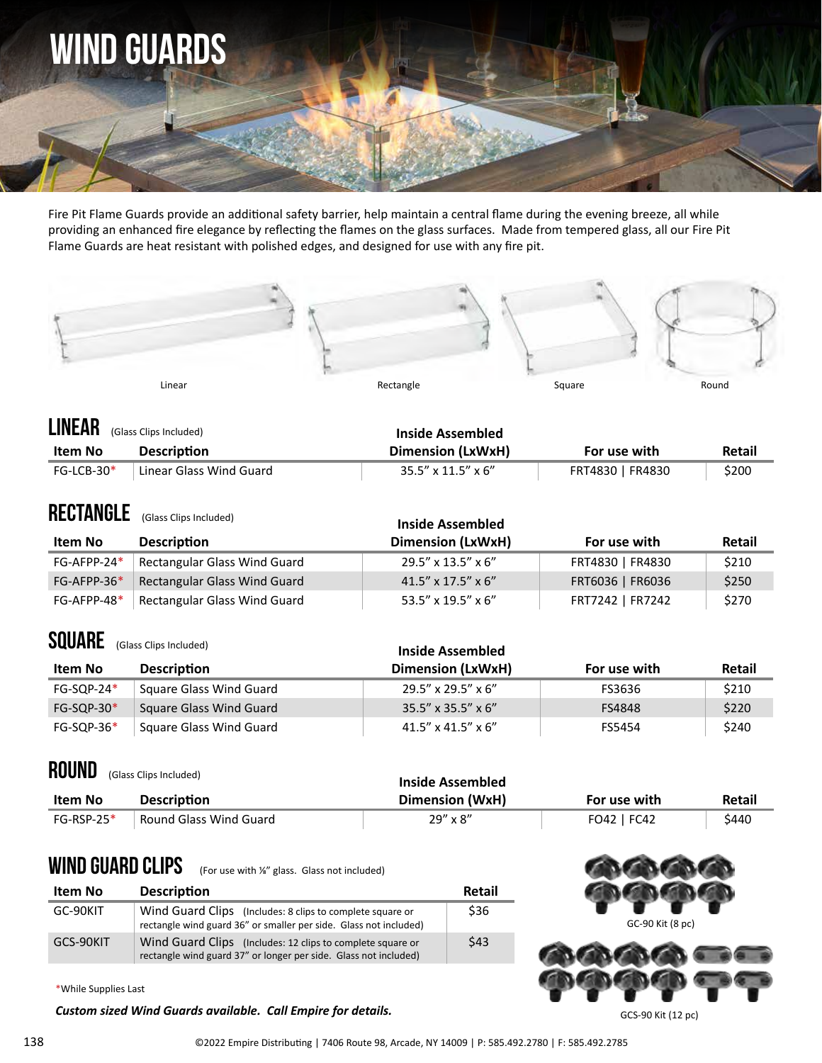# WIND GUARDS

Fire Pit Flame Guards provide an additional safety barrier, help maintain a central flame during the evening breeze, all while providing an enhanced fire elegance by reflecting the flames on the glass surfaces. Made from tempered glass, all our Fire Pit Flame Guards are heat resistant with polished edges, and designed for use with any fire pit.

Linear

Rectangle

Square

Round

## LINEAR (Glass Clips Included)

| Item No | Description | Inside Assembled Dimension (LxWxH) | For use with | Retail |
|---|---|---|---|---|
| FG-LCB-30* | Linear Glass Wind Guard | 35.5" x 11.5" x 6" | FRT4830 \| FR4830 | $200 |

## RECTANGLE (Glass Clips Included)

| Item No | Description | Inside Assembled Dimension (LxWxH) | For use with | Retail |
|---|---|---|---|---|
| FG-AFPP-24* | Rectangular Glass Wind Guard | 29.5" x 13.5" x 6" | FRT4830 \| FR4830 | $210 |
| FG-AFPP-36* | Rectangular Glass Wind Guard | 41.5" x 17.5" x 6" | FRT6036 \| FR6036 | $250 |
| FG-AFPP-48* | Rectangular Glass Wind Guard | 53.5" x 19.5" x 6" | FRT7242 \| FR7242 | $270 |

## SQUARE (Glass Clips Included)

| Item No | Description | Inside Assembled Dimension (LxWxH) | For use with | Retail |
|---|---|---|---|---|
| FG-SQP-24* | Square Glass Wind Guard | 29.5" x 29.5" x 6" | FS3636 | $210 |
| FG-SQP-30* | Square Glass Wind Guard | 35.5" x 35.5" x 6" | FS4848 | $220 |
| FG-SQP-36* | Square Glass Wind Guard | 41.5" x 41.5" x 6" | FS5454 | $240 |

## ROUND (Glass Clips Included)

| Item No | Description | Inside Assembled Dimension (WxH) | For use with | Retail |
|---|---|---|---|---|
| FG-RSP-25* | Round Glass Wind Guard | 29" x 8" | FO42 \| FC42 | $440 |

## WIND GUARD CLIPS (For use with ¼" glass. Glass not included)

| Item No | Description | Retail |
|---|---|---|
| GC-90KIT | Wind Guard Clips (Includes: 8 clips to complete square or rectangle wind guard 36" or smaller per side. Glass not included) | $36 |
| GCS-90KIT | Wind Guard Clips (Includes: 12 clips to complete square or rectangle wind guard 37" or longer per side. Glass not included) | $43 |

GC-90 Kit (8 pc)

GCS-90 Kit (12 pc)

*While Supplies Last

***Custom sized Wind Guards available. Call Empire for details.***

©2022 Empire Distributing | 7406 Route 98, Arcade, NY 14009 | P: 585.492.2780 | F: 585.492.2785